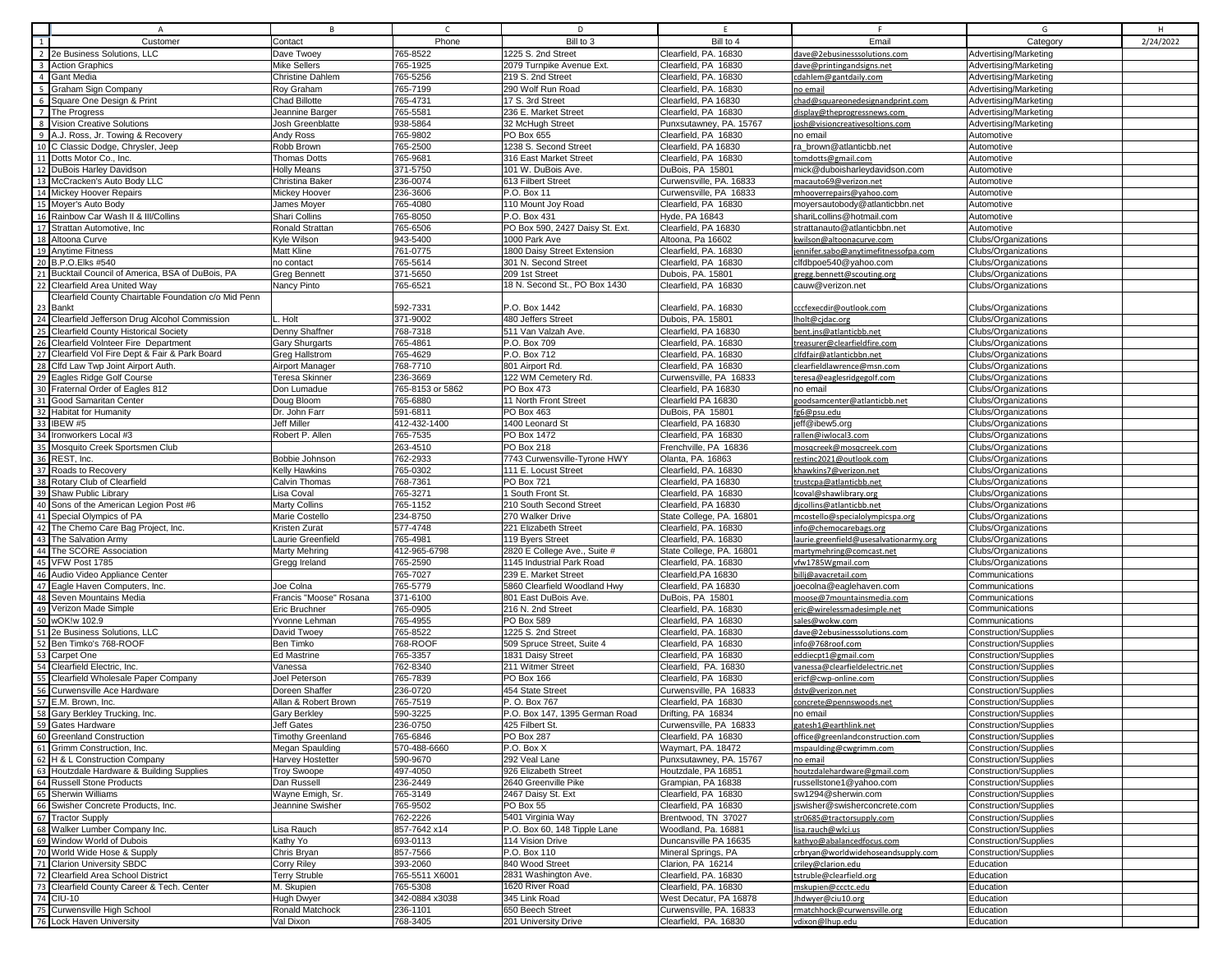| | A | B | C | D | E | F | G | H |
|---|---|---|---|---|---|---|---|---|
| 1 | Customer | Contact | Phone | Bill to 3 | Bill to 4 | Email | Category | 2/24/2022 |
| 2 | 2e Business Solutions, LLC | Dave Twoey | 765-8522 | 1225 S. 2nd Street | Clearfield, PA. 16830 | dave@2ebusinesssolutions.com | Advertising/Marketing | |
| 3 | Action Graphics | Mike Sellers | 765-1925 | 2079 Turnpike Avenue Ext. | Clearfield, PA. 16830 | dave@printingandsigns.net | Advertising/Marketing | |
| 4 | Gant Media | Christine Dahlem | 765-5256 | 219 S. 2nd Street | Clearfield, PA. 16830 | cdahlem@gantdaily.com | Advertising/Marketing | |
| 5 | Graham Sign Company | Roy Graham | 765-7199 | 290 Wolf Run Road | Clearfield, PA. 16830 | no email | Advertising/Marketing | |
| 6 | Square One Design & Print | Chad Billotte | 765-4731 | 17 S. 3rd Street | Clearfield, PA 16830 | chad@squareonedesignandprint.com | Advertising/Marketing | |
| 7 | The Progress | Jeannine Barger | 765-5581 | 236 E. Market Street | Clearfield, PA 16830 | display@theprogressnews.com | Advertising/Marketing | |
| 8 | Vision Creative Solutions | Josh Greenblatte | 938-5864 | 32 McHugh Street | Punxsutawney, PA. 15767 | josh@visioncreativesoltions.com | Advertising/Marketing | |
| 9 | A.J. Ross, Jr. Towing & Recovery | Andy Ross | 765-9802 | PO Box 655 | Clearfield, PA 16830 | no email | Automotive | |
| 10 | C Classic Dodge, Chrysler, Jeep | Robb Brown | 765-2500 | 1238 S. Second Street | Clearfield, PA 16830 | ra_brown@atlanticbb.net | Automotive | |
| 11 | Dotts Motor Co., Inc. | Thomas Dotts | 765-9681 | 316 East Market Street | Clearfield, PA 16830 | tomdotts@gmail.com | Automotive | |
| 12 | DuBois Harley Davidson | Holly Means | 371-5750 | 101 W. DuBois Ave. | DuBois, PA 15801 | mick@duboisharleydavidson.com | Automotive | |
| 13 | McCracken's Auto Body LLC | Christina Baker | 236-0074 | 613 Filbert Street | Curwensville, PA 16833 | macauto69@verizon.net | Automotive | |
| 14 | Mickey Hoover Repairs | Mickey Hoover | 236-3606 | P.O. Box 11 | Curwensville, PA 16833 | mhooverrepairs@yahoo.com | Automotive | |
| 15 | Moyer's Auto Body | James Moyer | 765-4080 | 110 Mount Joy Road | Clearfield, PA 16830 | moyersautobody@atlanticbbn.net | Automotive | |
| 16 | Rainbow Car Wash II & III/Collins | Shari Collins | 765-8050 | P.O. Box 431 | Hyde, PA 16843 | shariLcollins@hotmail.com | Automotive | |
| 17 | Strattan Automotive, Inc | Ronald Strattan | 765-6506 | PO Box 590, 2427 Daisy St. Ext. | Clearfield, PA 16830 | strattanauto@atlanticbbn.net | Automotive | |
| 18 | Altoona Curve | Kyle Wilson | 943-5400 | 1000 Park Ave | Altoona, Pa 16602 | kwilson@altoonacurve.com | Clubs/Organizations | |
| 19 | Anytime Fitness | Matt Kline | 761-0775 | 1800 Daisy Street Extension | Clearfield, PA. 16830 | jennifer.sabo@anytimefitnessofpa.com | Clubs/Organizations | |
| 20 | B.P.O.Elks #540 | no contact | 765-5614 | 301 N. Second Street | Clearfield, PA 16830 | clfdbpoe540@yahoo.com | Clubs/Organizations | |
| 21 | Bucktail Council of America, BSA of DuBois, PA | Greg Bennett | 371-5650 | 209 1st Street | Dubois, PA. 15801 | gregg.bennett@scouting.org | Clubs/Organizations | |
| 22 | Clearfield Area United Way | Nancy Pinto | 765-6521 | 18 N. Second St., PO Box 1430 | Clearfield, PA 16830 | cauw@verizon.net | Clubs/Organizations | |
| 23 | Clearfield County Chairtable Foundation c/o Mid Penn Bankt | | 592-7331 | P.O. Box 1442 | Clearfield, PA. 16830 | cccfexecdir@outlook.com | Clubs/Organizations | |
| 24 | Clearfield Jefferson Drug Alcohol Commission | L. Holt | 371-9002 | 480 Jeffers Street | Dubois, PA. 15801 | lholt@cjdac.org | Clubs/Organizations | |
| 25 | Clearfield County Historical Society | Denny Shaffner | 768-7318 | 511 Van Valzah Ave. | Clearfield, PA 16830 | bent.ins@atlanticbb.net | Clubs/Organizations | |
| 26 | Clearfield Volnteer Fire Department | Gary Shurgarts | 765-4861 | P.O. Box 709 | Clearfield, PA. 16830 | treasurer@clearfieldfire.com | Clubs/Organizations | |
| 27 | Clearfield Vol Fire Dept & Fair & Park Board | Greg Hallstrom | 765-4629 | P.O. Box 712 | Clearfield, PA. 16830 | clfdfair@atlanticbbn.net | Clubs/Organizations | |
| 28 | Clfd Law Twp Joint Airport Auth. | Airport Manager | 768-7710 | 801 Airport Rd. | Clearfield, PA 16830 | clearfieldlawrence@msn.com | Clubs/Organizations | |
| 29 | Eagles Ridge Golf Course | Teresa Skinner | 236-3669 | 122 WM Cemetery Rd. | Curwensville, PA 16833 | teresa@eaglesridgegolf.com | Clubs/Organizations | |
| 30 | Fraternal Order of Eagles 812 | Don Lumadue | 765-8153 or 5862 | PO Box 473 | Clearfield, PA 16830 | no email | Clubs/Organizations | |
| 31 | Good Samaritan Center | Doug Bloom | 765-6880 | 11 North Front Street | Clearfield PA 16830 | goodsamcenter@atlanticbb.net | Clubs/Organizations | |
| 32 | Habitat for Humanity | Dr. John Farr | 591-6811 | PO Box 463 | DuBois, PA 15801 | fg6@psu.edu | Clubs/Organizations | |
| 33 | IBEW #5 | Jeff Miller | 412-432-1400 | 1400 Leonard St | Clearfield, PA 16830 | jeff@ibew5.org | Clubs/Organizations | |
| 34 | Ironworkers Local #3 | Robert P. Allen | 765-7535 | PO Box 1472 | Clearfield, PA 16830 | rallen@iwlocal3.com | Clubs/Organizations | |
| 35 | Mosquito Creek Sportsmen Club | | 263-4510 | PO Box 218 | Frenchville, PA 16836 | mosqcreek@mosqcreek.com | Clubs/Organizations | |
| 36 | REST, Inc. | Bobbie Johnson | 762-2933 | 7743 Curwensville-Tyrone HWY | Olanta, PA. 16863 | restinc2021@outlook.com | Clubs/Organizations | |
| 37 | Roads to Recovery | Kelly Hawkins | 765-0302 | 111 E. Locust Street | Clearfield, PA. 16830 | khawkins7@verizon.net | Clubs/Organizations | |
| 38 | Rotary Club of Clearfield | Calvin Thomas | 768-7361 | PO Box 721 | Clearfield, PA 16830 | trustcpa@atlanticbb.net | Clubs/Organizations | |
| 39 | Shaw Public Library | Lisa Coval | 765-3271 | 1 South Front St. | Clearfield, PA 16830 | lcoval@shawlibrary.org | Clubs/Organizations | |
| 40 | Sons of the American Legion Post #6 | Marty Collins | 765-1152 | 210 South Second Street | Clearfield, PA 16830 | djcollins@atlanticbb.net | Clubs/Organizations | |
| 41 | Special Olympics of PA | Marie Costello | 234-8750 | 270 Walker Drive | State College, PA. 16801 | mcostello@specialolympicspa.org | Clubs/Organizations | |
| 42 | The Chemo Care Bag Project, Inc. | Kristen Zurat | 577-4748 | 221 Elizabeth Street | Clearfield, PA. 16830 | info@chemocarebags.org | Clubs/Organizations | |
| 43 | The Salvation Army | Laurie Greenfield | 765-4981 | 119 Byers Street | Clearfield, PA. 16830 | laurie.greenfield@usesalvationarmy.org | Clubs/Organizations | |
| 44 | The SCORE Association | Marty Mehring | 412-965-6798 | 2820 E College Ave., Suite # | State College, PA. 16801 | martymehring@comcast.net | Clubs/Organizations | |
| 45 | VFW Post 1785 | Gregg Ireland | 765-2590 | 1145 Industrial Park Road | Clearfield, PA. 16830 | vfw1785Wgmail.com | Clubs/Organizations | |
| 46 | Audio Video Appliance Center | | 765-7027 | 239 E. Market Street | Clearfield,PA 16830 | billj@avacretail.com | Communications | |
| 47 | Eagle Haven Computers, Inc. | Joe Colna | 765-5779 | 5860 Clearfield Woodland Hwy | Clearfield, PA 16830 | joecolna@eaglehaven.com | Communications | |
| 48 | Seven Mountains Media | Francis "Moose" Rosana | 371-6100 | 801 East DuBois Ave. | DuBois, PA 15801 | moose@7mountainsmedia.com | Communications | |
| 49 | Verizon Made Simple | Eric Bruchner | 765-0905 | 216 N. 2nd Street | Clearfield, PA. 16830 | eric@wirelessmadesimple.net | Communications | |
| 50 | wOK!w 102.9 | Yvonne Lehman | 765-4955 | PO Box 589 | Clearfield, PA. 16830 | sales@wokw.com | Communications | |
| 51 | 2e Business Solutions, LLC | David Twoey | 765-8522 | 1225 S. 2nd Street | Clearfield, PA. 16830 | dave@2ebusinesssolutions.com | Construction/Supplies | |
| 52 | Ben Timko's 768-ROOF | Ben Timko | 768-ROOF | 509 Spruce Street, Suite 4 | Clearfield, PA 16830 | info@768roof.com | Construction/Supplies | |
| 53 | Carpet One | Ed Mastrine | 765-3357 | 1831 Daisy Street | Clearfield, PA 16830 | eddiecpt1@gmail.com | Construction/Supplies | |
| 54 | Clearfield Electric, Inc. | Vanessa | 762-8340 | 211 Witmer Street | Clearfield, PA. 16830 | vanessa@clearfieldelectric.net | Construction/Supplies | |
| 55 | Clearfield Wholesale Paper Company | Joel Peterson | 765-7839 | PO Box 166 | Clearfield, PA 16830 | ericf@cwp-online.com | Construction/Supplies | |
| 56 | Curwensville Ace Hardware | Doreen Shaffer | 236-0720 | 454 State Street | Curwensville, PA 16833 | dstv@verizon.net | Construction/Supplies | |
| 57 | E.M. Brown, Inc. | Allan & Robert Brown | 765-7519 | P. O. Box 767 | Clearfield, PA 16830 | concrete@pennswoods.net | Construction/Supplies | |
| 58 | Gary Berkley Trucking, Inc. | Gary Berkley | 590-3225 | P.O. Box 147, 1395 German Road | Drifting, PA 16834 | no email | Construction/Supplies | |
| 59 | Gates Hardware | Jeff Gates | 236-0750 | 425 Filbert St. | Curwensville, PA 16833 | gatesh1@earthlink.net | Construction/Supplies | |
| 60 | Greenland Construction | Timothy Greenland | 765-6846 | PO Box 287 | Clearfield, PA 16830 | office@greenlandconstruction.com | Construction/Supplies | |
| 61 | Grimm Construction, Inc. | Megan Spaulding | 570-488-6660 | P.O. Box X | Waymart, PA. 18472 | mspaulding@cwgrimm.com | Construction/Supplies | |
| 62 | H & L Construction Company | Harvey Hostetter | 590-9670 | 292 Veal Lane | Punxsutawney, PA. 15767 | no email | Construction/Supplies | |
| 63 | Houtzdale Hardware & Building Supplies | Troy Swoope | 497-4050 | 926 Elizabeth Street | Houtzdale, PA 16851 | houtzdalehardware@gmail.com | Construction/Supplies | |
| 64 | Russell Stone Products | Dan Russell | 236-2449 | 2640 Greenville Pike | Grampian, PA 16838 | russellstone1@yahoo.com | Construction/Supplies | |
| 65 | Sherwin Williams | Wayne Emigh, Sr. | 765-3149 | 2467 Daisy St. Ext | Clearfield, PA 16830 | sw1294@sherwin.com | Construction/Supplies | |
| 66 | Swisher Concrete Products, Inc. | Jeannine Swisher | 765-9502 | PO Box 55 | Clearfield, PA 16830 | jswisher@swisherconcrete.com | Construction/Supplies | |
| 67 | Tractor Supply | | 762-2226 | 5401 Virginia Way | Brentwood, TN 37027 | str0685@tractorsupply.com | Construction/Supplies | |
| 68 | Walker Lumber Company Inc. | Lisa Rauch | 857-7642 x14 | P.O. Box 60, 148 Tipple Lane | Woodland, Pa. 16881 | lisa.rauch@wlci.us | Construction/Supplies | |
| 69 | Window World of Dubois | Kathy Yo | 693-0113 | 114 Vision Drive | Duncansville PA 16635 | kathyo@abalancedfocus.com | Construction/Supplies | |
| 70 | World Wide Hose & Supply | Chris Bryan | 857-7566 | P.O. Box 110 | Mineral Springs, PA | crbryan@worldwidehoseandsupply.com | Construction/Supplies | |
| 71 | Clarion University SBDC | Corry Riley | 393-2060 | 840 Wood Street | Clarion, PA 16214 | criley@clarion.edu | Education | |
| 72 | Clearfield Area School District | Terry Struble | 765-5511 X6001 | 2831 Washington Ave. | Clearfield, PA. 16830 | tstruble@clearfield.org | Education | |
| 73 | Clearfield County Career & Tech. Center | M. Skupien | 765-5308 | 1620 River Road | Clearfield, PA. 16830 | mskupien@ccctc.edu | Education | |
| 74 | CIU-10 | Hugh Dwyer | 342-0884 x3038 | 345 Link Road | West Decatur, PA 16878 | Jhdwyer@ciu10.org | Education | |
| 75 | Curwensville High School | Ronald Matchock | 236-1101 | 650 Beech Street | Curwensville, PA. 16833 | rmatchhock@curwensville.org | Education | |
| 76 | Lock Haven University | Val Dixon | 768-3405 | 201 University Drive | Clearfield, PA. 16830 | vdixon@lhup.edu | Education | |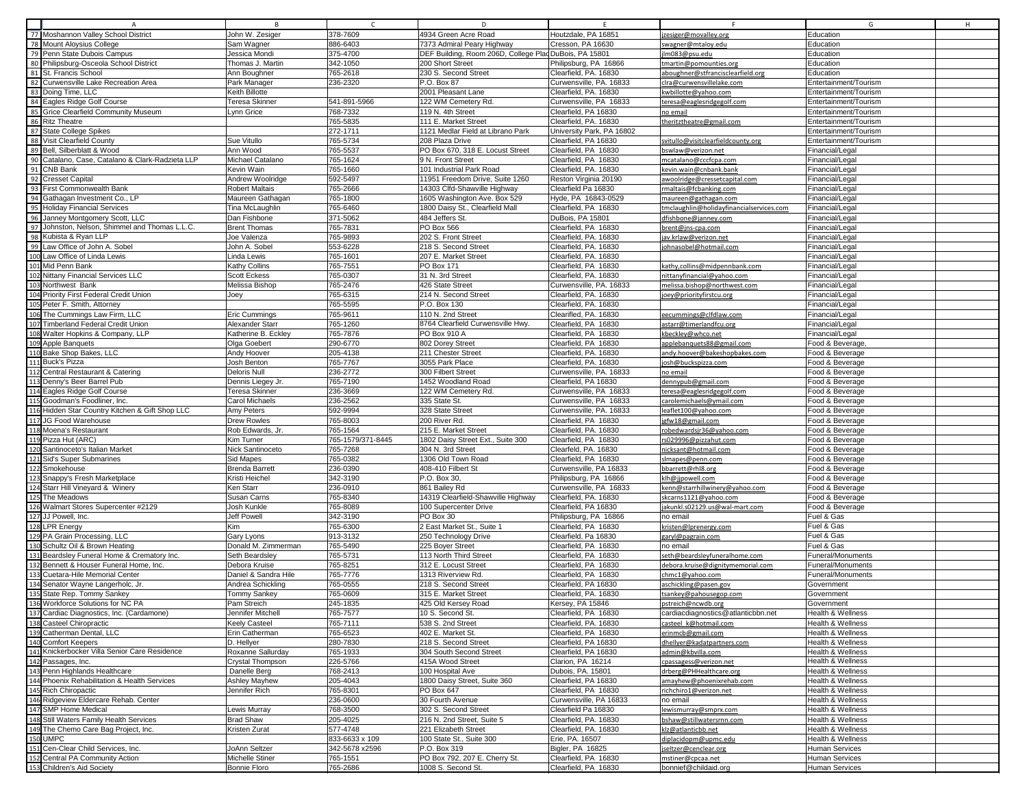| | A | B | C | D | E | F | G | H |
|---|---|---|---|---|---|---|---|---|
| 77 | Moshannon Valley School District | John W. Zesiger | 378-7609 | 4934 Green Acre Road | Houtzdale, PA 16851 | jzesiger@movalley.org | Education | |
| 78 | Mount Aloysius College | Sam Wagner | 886-6403 | 7373 Admiral Peary Highway | Cresson, PA 16630 | swagner@mtaloy.edu | Education | |
| 79 | Penn State Dubois Campus | Jessica Mondi | 375-4700 | DEF Building, Room 206D, College Plac | DuBois, PA 15801 | jlm083@psu.edu | Education | |
| 80 | Philipsburg-Osceola School District | Thomas J. Martin | 342-1050 | 200 Short Street | Philipsburg, PA 16866 | tmartin@pomounties.org | Education | |
| 81 | St. Francis School | Ann Boughner | 765-2618 | 230 S. Second Street | Clearfield, PA. 16830 | aboughner@stfrancisclearfield.org | Education | |
| 82 | Curwensville Lake Recreation Area | Park Manager | 236-2320 | P.O. Box 87 | Curwensville, PA. 16833 | clra@curwensvillelake.com | Entertainment/Tourism | |
| 83 | Doing Time, LLC | Keith Billotte | | 2001 Pleasant Lane | Clearfield, PA. 16830 | kwbillotte@yahoo.com | Entertainment/Tourism | |
| 84 | Eagles Ridge Golf Course | Teresa Skinner | 541-891-5966 | 122 WM Cemetery Rd. | Curwensville, PA 16833 | teresa@eaglesridgegolf.com | Entertainment/Tourism | |
| 85 | Grice Clearfield Community Museum | Lynn Grice | 768-7332 | 119 N. 4th Street | Clearfield, PA 16830 | no email | Entertainment/Tourism | |
| 86 | Ritz Theatre | | 765-5835 | 111 E. Market Street | Clearfield, PA. 16830 | theritztheatre@gmail.com | Entertainment/Tourism | |
| 87 | State College Spikes | | 272-1711 | 1121 Medlar Field at Librano Park | University Park, PA 16802 | | Entertainment/Tourism | |
| 88 | Visit Clearfield County | Sue Vitullo | 765-5734 | 208 Plaza Drive | Clearfield, PA 16830 | svitullo@visitclearfieldcounty.org | Entertainment/Tourism | |
| 89 | Bell, Silberblatt & Wood | Ann Wood | 765-5537 | PO Box 670, 318 E. Locust Street | Clearfield, PA 16830 | bswlaw@verizon.net | Financial/Legal | |
| 90 | Catalano, Case, Catalano & Clark-Radzieta LLP | Michael Catalano | 765-1624 | 9 N. Front Street | Clearfield, PA 16830 | mcatalano@cccfcpa.com | Financial/Legal | |
| 91 | CNB Bank | Kevin Wain | 765-1660 | 101 Industrial Park Road | Clearfield, PA. 16830 | kevin.wain@cnbank.bank | Financial/Legal | |
| 92 | Cresset Capital | Andrew Woolridge | 592-5497 | 11951 Freedom Drive, Suite 1260 | Reston Virginia 20190 | awoolridge@cressetcapital.com | Financial/Legal | |
| 93 | First Commonwealth Bank | Robert Maltais | 765-2666 | 14303 Clfd-Shawville Highway | Clearfield Pa 16830 | rmaltais@fcbanking.com | Financial/Legal | |
| 94 | Gathagan Investment Co., LP | Maureen Gathagan | 765-1800 | 1605 Washington Ave. Box 529 | Hyde, PA 16843-0529 | maureen@gathagan.com | Financial/Legal | |
| 95 | Holiday Financial Services | Tina McLaughlin | 765-6460 | 1800 Daisy St., Clearfield Mall | Clearfield, PA 16830 | tmclaughlin@holidayfinancialservices.com | Financial/Legal | |
| 96 | Janney Montgomery Scott, LLC | Dan Fishbone | 371-5062 | 484 Jeffers St. | DuBois, PA 15801 | dfishbone@janney.com | Financial/Legal | |
| 97 | Johnston, Nelson, Shimmel and Thomas L.L.C. | Brent Thomas | 765-7831 | PO Box 566 | Clearfield, PA 16830 | brent@jns-cpa.com | Financial/Legal | |
| 98 | Kubista & Ryan LLP | Joe Valenza | 765-9893 | 202 S. Front Street | Clearfield, PA. 16830 | jav.krlaw@verizon.net | Financial/Legal | |
| 99 | Law Office of John A. Sobel | John A. Sobel | 553-6228 | 218 S. Second Street | Clearfield, PA. 16830 | johnasobel@hotmail.com | Financial/Legal | |
| 100 | Law Office of Linda Lewis | Linda Lewis | 765-1601 | 207 E. Market Street | Clearfield, PA. 16830 | | Financial/Legal | |
| 101 | Mid Penn Bank | Kathy Collins | 765-7551 | PO Box 171 | Clearfield, PA 16830 | kathy,collins@midpennbank.com | Financial/Legal | |
| 102 | Nittany Financial Services LLC | Scott Eckess | 765-0307 | 31 N. 3rd Street | Clearfield, PA. 16830 | nittanyfinancial@yahoo.com | Financial/Legal | |
| 103 | Northwest Bank | Melissa Bishop | 765-2476 | 426 State Street | Curwensville, PA. 16833 | melissa.bishop@northwest.com | Financial/Legal | |
| 104 | Priority First Federal Credit Union | Joey | 765-6315 | 214 N. Second Street | Clearfield, PA. 16830 | joey@priorityfirstcu.org | Financial/Legal | |
| 105 | Peter F. Smith, Attorney | | 765-5595 | P.O. Box 130 | Clearfield, PA. 16830 | | Financial/Legal | |
| 106 | The Cummings Law Firm, LLC | Eric Cummings | 765-9611 | 110 N. 2nd Street | Clearifled, PA. 16830 | eecummings@clfdlaw.com | Financial/Legal | |
| 107 | Timberland Federal Credit Union | Alexander Starr | 765-1260 | 8764 Clearfield Curwensville Hwy. | Clearfield, PA 16830 | astarr@timerlandfcu.org | Financial/Legal | |
| 108 | Walter Hopkins & Company, LLP | Katherine B. Eckley | 765-7876 | PO Box 910 A | Clearfield, PA 16830 | kbeckley@whco.net | Financial/Legal | |
| 109 | Apple Banquets | Olga Goebert | 290-6770 | 802 Dorey Street | Clearfield, PA 16830 | applebanquets88@gmail.com | Food & Beverage, | |
| 110 | Bake Shop Bakes, LLC | Andy Hoover | 205-4138 | 211 Chester Street | Clearfield, PA 16830 | andy.hoover@bakeshopbakes.com | Food & Beverage | |
| 111 | Buck's Pizza | Josh Benton | 765-7767 | 3055 Park Place | Clearfield, PA. 16830 | josh@buckspizza.com | Food & Beverage | |
| 112 | Central Restaurant & Catering | Deloris Null | 236-2772 | 300 Filbert Street | Curwensville, PA. 16833 | no email | Food & Beverage | |
| 113 | Denny's Beer Barrel Pub | Dennis Liegey Jr. | 765-7190 | 1452 Woodland Road | Clearfield, PA 16830 | dennypub@gmail.com | Food & Beverage | |
| 114 | Eagles Ridge Golf Course | Teresa Skinner | 236-3669 | 122 WM Cemetery Rd. | Curwensville, PA 16833 | teresa@eaglesridgegolf.com | Food & Beverage | |
| 115 | Goodman's Foodliner, Inc. | Carol Michaels | 236-2562 | 335 State St. | Curwensville, PA 16833 | carolemichaels@ymail.com | Food & Beverage | |
| 116 | Hidden Star Country Kitchen & Gift Shop LLC | Amy Peters | 592-9994 | 328 State Street | Curwensville, PA. 16833 | leaflet100@yahoo.com | Food & Beverage | |
| 117 | JG Food Warehouse | Drew Rowles | 765-8003 | 200 River Rd. | Clearfield, PA 16830 | jgfw18@gmail.com | Food & Beverage | |
| 118 | Moena's Restaurant | Rob Edwards, Jr. | 765-1564 | 215 E. Market Street | Clearfield, PA. 16830 | robedwardsjr36@yahoo.com | Food & Beverage | |
| 119 | Pizza Hut (ARC) | Kim Turner | 765-1579/371-8445 | 1802 Daisy Street Ext., Suite 300 | Clearfield, PA 16830 | rs029996@pizzahut.com | Food & Beverage | |
| 120 | Santinoceto's Italian Market | Nick Santinoceto | 765-7268 | 304 N. 3rd Street | Clearfeld, PA. 16830 | nicksant@hotmail.com | Food & Beverage | |
| 121 | Sid's Super Submarines | Sid Mapes | 765-0382 | 1306 Old Town Road | Clearfield, PA 16830 | slmapes@penn.com | Food & Beverage | |
| 122 | Smokehouse | Brenda Barrett | 236-0390 | 408-410 Filbert St | Curwensville, PA 16833 | bbarrett@rhl8.org | Food & Beverage | |
| 123 | Snappy's Fresh Marketplace | Kristi Heichel | 342-3190 | P.O. Box 30, | Philipsburg, PA 16866 | klh@jjpowell.com | Food & Beverage | |
| 124 | Starr Hill Vineyard & Winery | Ken Starr | 236-0910 | 861 Bailey Rd | Curwensville, PA 16833 | kenn@starrhillwinery@yahoo.com | Food & Beverage | |
| 125 | The Meadows | Susan Carns | 765-8340 | 14319 Clearfield-Shawville Highway | Clearfield, PA. 16830 | skcarns1121@yahoo.com | Food & Beverage | |
| 126 | Walmart Stores Supercenter #2129 | Josh Kunkle | 765-8089 | 100 Supercenter Drive | Clearfield, PA 16830 | jakunkl.s02129.us@wal-mart.com | Food & Beverage | |
| 127 | JJ Powell, Inc. | Jeff Powell | 342-3190 | PO Box 30 | Philipsburg, PA 16866 | no email | Fuel & Gas | |
| 128 | LPR Energy | Kim | 765-6300 | 2 East Market St., Suite 1 | Clearfield, PA 16830 | kristen@lprenergy.com | Fuel & Gas | |
| 129 | PA Grain Processing, LLC | Gary Lyons | 913-3132 | 250 Technology Drive | Clearfield, Pa 16830 | garyl@pagrain.com | Fuel & Gas | |
| 130 | Schultz Oil & Brown Heating | Donald M. Zimmerman | 765-5490 | 225 Boyer Street | Clearfield, PA 16830 | no email | Fuel & Gas | |
| 131 | Beardsley Funeral Home & Crematory Inc. | Seth Beardsley | 765-5731 | 113 North Third Street | Clearfield, PA 16830 | seth@beardsleyfuneralhome.com | Funeral/Monuments | |
| 132 | Bennett & Houser Funeral Home, Inc. | Debora Kruise | 765-8251 | 312 E. Locust Street | Clearfield, PA 16830 | debora.kruise@dignitymemorial.com | Funeral/Monuments | |
| 133 | Cuetara-Hile Memorial Center | Daniel & Sandra Hile | 765-7776 | 1313 Riverview Rd. | Clearfield, PA 16830 | chmc1@yahoo.com | Funeral/Monuments | |
| 134 | Senator Wayne Langerholc, Jr. | Andrea Schickling | 765-0555 | 218 S. Second Street | Clearfield, PA 16830 | aschickling@pasen.gov | Government | |
| 135 | State Rep. Tommy Sankey | Tommy Sankey | 765-0609 | 315 E. Market Street | Clearfield, PA. 16830 | tsankey@pahousegop.com | Government | |
| 136 | Workforce Solutions for NC PA | Pam Streich | 245-1835 | 425 Old Kersey Road | Kersey, PA 15846 | pstreich@ncwdb.org | Government | |
| 137 | Cardiac Diagnostics, Inc. (Cardamone) | Jennifer Mitchell | 765-7577 | 10 S. Second St. | Clearfield, PA. 16830 | cardiacdiagnostics@atlanticbbn.net | Health & Wellness | |
| 138 | Casteel Chiropractic | Keely Casteel | 765-7111 | 538 S. 2nd Street | Clearfield, PA. 16830 | casteel_k@hotmail.com | Health & Wellness | |
| 139 | Catherman Dental, LLC | Erin Catherman | 765-6523 | 402 E. Market St. | Clearfield, PA. 16830 | erinmcb@gmail.com | Health & Wellness | |
| 140 | Comfort Keepers | D. Hellyer | 280-7830 | 218 S. Second Street | Clearfield, PA 16830 | dhellyer@kadatpartners.com | Health & Wellness | |
| 141 | Knickerbocker Villa Senior Care Residence | Roxanne Sallurday | 765-1933 | 304 South Second Street | Clearfield, PA 16830 | admin@kbvilla.com | Health & Wellness | |
| 142 | Passages, Inc. | Crystal Thompson | 226-5766 | 415A Wood Street | Clarion, PA 16214 | cpassagess@verizon.net | Health & Wellness | |
| 143 | Penn Highlands Healthcare | Danelle Berg | 768-2413 | 100 Hospital Ave | Dubois, PA. 15801 | drberg@PHHealthcare.org | Health & Wellness | |
| 144 | Phoenix Rehabilitation & Health Services | Ashley Mayhew | 205-4043 | 1800 Daisy Street, Suite 360 | Clearfield, PA 16830 | amayhew@phoenixrehab.com | Health & Wellness | |
| 145 | Rich Chiropactic | Jennifer Rich | 765-8301 | PO Box 647 | Clearfield, PA 16830 | richchiro1@verizon.net | Health & Wellness | |
| 146 | Ridgeview Eldercare Rehab. Center | | 236-0600 | 30 Fourth Avenue | Curwensville, PA 16833 | no email | Health & Wellness | |
| 147 | SMP Home Medical | Lewis Murray | 768-3500 | 302 S. Second Street | Clearfield Pa 16830 | lewismurray@smprx.com | Health & Wellness | |
| 148 | Still Waters Family Health Services | Brad Shaw | 205-4025 | 216 N. 2nd Street, Suite 5 | Clearfield, PA. 16830 | bshaw@stillwatersrnn.com | Health & Wellness | |
| 149 | The Chemo Care Bag Project, Inc. | Kristen Zurat | 577-4748 | 221 Elizabeth Street | Clearfield, PA. 16830 | klz@atlanticbb.net | Health & Wellness | |
| 150 | UMPC | | 833-6633 x 109 | 100 State St., Suite 300 | Erie, PA. 16507 | diplacidopm@upmc.edu | Health & Wellness | |
| 151 | Cen-Clear Child Services, Inc. | JoAnn Seltzer | 342-5678 x2596 | P.O. Box 319 | Bigler, PA 16825 | jseltzer@cenclear.org | Human Services | |
| 152 | Central PA Community Action | Michelle Stiner | 765-1551 | PO Box 792, 207 E. Cherry St. | Clearfield, PA 16830 | mstiner@cpcaa.net | Human Services | |
| 153 | Children's Aid Society | Bonnie Floro | 765-2686 | 1008 S. Second St. | Clearfield, PA 16830 | bonnief@childaid.org | Human Services | |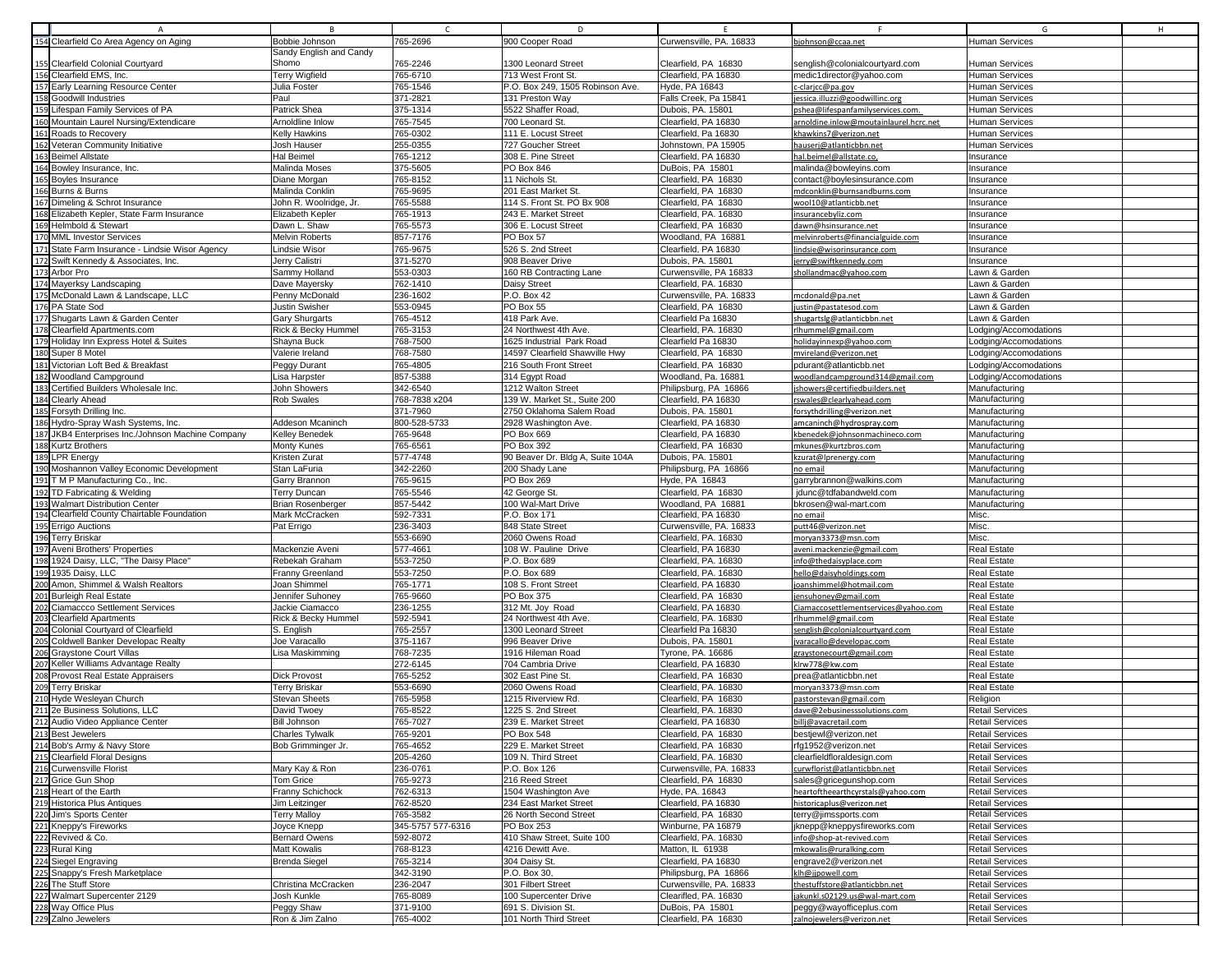| | A | B | C | D | E | F | G | H |
|---|---|---|---|---|---|---|---|---|
| 154 | Clearfield Co Area Agency on Aging | Bobbie Johnson | 765-2696 | 900 Cooper Road | Curwensville, PA. 16833 | bjohnson@ccaa.net | Human Services | |
| 155 | Clearfield Colonial Courtyard | Sandy English and Candy Shomo | 765-2246 | 1300 Leonard Street | Clearfield, PA 16830 | senglish@colonialcourtyard.com | Human Services | |
| 156 | Clearfield EMS, Inc. | Terry Wigfield | 765-6710 | 713 West Front St. | Clearfield, PA 16830 | medic1director@yahoo.com | Human Services | |
| 157 | Early Learning Resource Center | Julia Foster | 765-1546 | P.O. Box 249, 1505 Robinson Ave. | Hyde, PA 16843 | c-clarjcc@pa.gov | Human Services | |
| 158 | Goodwill Industries | Paul | 371-2821 | 131 Preston Way | Falls Creek, Pa 15841 | jessica.illuzzi@goodwillinc.org | Human Services | |
| 159 | Lifespan Family Services of PA | Patrick Shea | 375-1314 | 5522 Shaffer Road, | Dubois, PA. 15801 | pshea@lifespanfamilyservices.com. | Human Services | |
| 160 | Mountain Laurel Nursing/Extendicare | Arnoldine Inlow | 765-7545 | 700 Leonard St. | Clearfield, PA 16830 | arnoldine.inlow@moutainlaurel.hcrc.net | Human Services | |
| 161 | Roads to Recovery | Kelly Hawkins | 765-0302 | 111 E. Locust Street | Clearfield, Pa 16830 | khawkins7@verizon.net | Human Services | |
| 162 | Veteran Community Initiative | Josh Hauser | 255-0355 | 727 Goucher Street | Johnstown, PA 15905 | hauserj@atlanticbbn.net | Human Services | |
| 163 | Beimel Allstate | Hal Beimel | 765-1212 | 308 E. Pine Street | Clearfield, PA 16830 | hal.beimel@allstate.co, | Insurance | |
| 164 | Bowley Insurance, Inc. | Malinda Moses | 375-5605 | PO Box 846 | DuBois, PA 15801 | malinda@bowleyins.com | Insurance | |
| 165 | Boyles Insurance | Diane Morgan | 765-8152 | 11 Nichols St. | Clearfield, PA 16830 | contact@boylesinsurance.com | Insurance | |
| 166 | Burns & Burns | Malinda Conklin | 765-9695 | 201 East Market St. | Clearfield, PA 16830 | mdconklin@burnsandburns.com | Insurance | |
| 167 | Dimeling & Schrot Insurance | John R. Woolridge, Jr. | 765-5588 | 114 S. Front St. PO Bx 908 | Clearfield, PA 16830 | wool10@atlanticbb.net | Insurance | |
| 168 | Elizabeth Kepler, State Farm Insurance | Elizabeth Kepler | 765-1913 | 243 E. Market Street | Clearfield, PA 16830 | insurancebyliz.com | Insurance | |
| 169 | Helmbold & Stewart | Dawn L. Shaw | 765-5573 | 306 E. Locust Street | Clearfield, PA 16830 | dawn@hsinsurance.net | Insurance | |
| 170 | MML Investor Services | Melvin Roberts | 857-7176 | PO Box 57 | Woodland, PA 16881 | melvinroberts@financialguide.com | Insurance | |
| 171 | State Farm Insurance - Lindsie Wisor Agency | Lindsie Wisor | 765-9675 | 526 S. 2nd Street | Clearfield, PA 16830 | lindsie@wisorinsurance.com | Insurance | |
| 172 | Swift Kennedy & Associates, Inc. | Jerry Calistri | 371-5270 | 908 Beaver Drive | Dubois, PA. 15801 | jerry@swiftkennedy.com | Insurance | |
| 173 | Arbor Pro | Sammy Holland | 553-0303 | 160 RB Contracting Lane | Curwensville, PA 16833 | shollandmac@yahoo.com | Lawn & Garden | |
| 174 | Mayerksy Landscaping | Dave Mayersky | 762-1410 | Daisy Street | Clearfield, PA. 16830 | | Lawn & Garden | |
| 175 | McDonald Lawn & Landscape, LLC | Penny McDonald | 236-1602 | P.O. Box 42 | Curwensville, PA. 16833 | mcdonald@pa.net | Lawn & Garden | |
| 176 | PA State Sod | Justin Swisher | 553-0945 | PO Box 55 | Clearfield, PA 16830 | justin@pastatesod.com | Lawn & Garden | |
| 177 | Shugarts Lawn & Garden Center | Gary Shurgarts | 765-4512 | 418 Park Ave. | Clearfield Pa 16830 | shugartslg@atlanticbbn.net | Lawn & Garden | |
| 178 | Clearfield Apartments.com | Rick & Becky Hummel | 765-3153 | 24 Northwest 4th Ave. | Clearfield, PA. 16830 | rlhummel@gmail.com | Lodging/Accomodations | |
| 179 | Holiday Inn Express Hotel & Suites | Shayna Buck | 768-7500 | 1625 Industrial Park Road | Clearfield Pa 16830 | holidayinnexp@yahoo.com | Lodging/Accomodations | |
| 180 | Super 8 Motel | Valerie Ireland | 768-7580 | 14597 Clearfield Shawville Hwy | Clearfield, PA 16830 | mvireland@verizon.net | Lodging/Accomodations | |
| 181 | Victorian Loft Bed & Breakfast | Peggy Durant | 765-4805 | 216 South Front Street | Clearfield, PA 16830 | pdurant@atlanticbb.net | Lodging/Accomodations | |
| 182 | Woodland Campground | Lisa Harpster | 857-5388 | 314 Egypt Road | Woodland, Pa. 16881 | woodlandcampground314@gmail.com | Lodging/Accomodations | |
| 183 | Certified Builders Wholesale Inc. | John Showers | 342-6540 | 1212 Walton Street | Philipsburg, PA 16866 | jshowers@certifiedbuilders.net | Manufacturing | |
| 184 | Clearly Ahead | Rob Swales | 768-7838 x204 | 139 W. Market St., Suite 200 | Clearfield, PA 16830 | rswales@clearlyahead.com | Manufacturing | |
| 185 | Forsyth Drilling Inc. | | 371-7960 | 2750 Oklahoma Salem Road | Dubois, PA. 15801 | forsythdrilling@verizon.net | Manufacturing | |
| 186 | Hydro-Spray Wash Systems, Inc. | Addeson Mcaninch | 800-528-5733 | 2928 Washington Ave. | Clearfield, PA 16830 | amcaninch@hydrospray.com | Manufacturing | |
| 187 | JKB4 Enterprises Inc./Johnson Machine Company | Kelley Benedek | 765-9648 | PO Box 669 | Clearfield, PA 16830 | kbenedek@johnsonmachineco.com | Manufacturing | |
| 188 | Kurtz Brothers | Monty Kunes | 765-6561 | PO Box 392 | Clearfield, PA 16830 | mkunes@kurtzbros.com | Manufacturing | |
| 189 | LPR Energy | Kristen Zurat | 577-4748 | 90 Beaver Dr. Bldg A, Suite 104A | Dubois, PA. 15801 | kzurat@lprenergy.com | Manufacturing | |
| 190 | Moshannon Valley Economic Development | Stan LaFuria | 342-2260 | 200 Shady Lane | Philipsburg, PA 16866 | no email | Manufacturing | |
| 191 | T M P Manufacturing Co., Inc. | Garry Brannon | 765-9615 | PO Box 269 | Hyde, PA 16843 | garrybrannon@walkins.com | Manufacturing | |
| 192 | TD Fabricating & Welding | Terry Duncan | 765-5546 | 42 George St. | Clearfield, PA 16830 | jdunc@tdfabandweld.com | Manufacturing | |
| 193 | Walmart Distribution Center | Brian Rosenberger | 857-5442 | 100 Wal-Mart Drive | Woodland, PA 16881 | bkrosen@wal-mart.com | Manufacturing | |
| 194 | Clearfield County Chairtable Foundation | Mark McCracken | 592-7331 | P.O. Box 171 | Clearfield, PA 16830 | no email | Misc. | |
| 195 | Errigo Auctions | Pat Errigo | 236-3403 | 848 State Street | Curwensville, PA. 16833 | putt46@verizon.net | Misc. | |
| 196 | Terry Briskar | | 553-6690 | 2060 Owens Road | Clearfield, PA. 16830 | moryan3373@msn.com | Misc. | |
| 197 | Aveni Brothers' Properties | Mackenzie Aveni | 577-4661 | 108 W. Pauline Drive | Clearfield, PA. 16830 | aveni.mackenzie@gmail.com | Real Estate | |
| 198 | 1924 Daisy, LLC, "The Daisy Place" | Rebekah Graham | 553-7250 | P.O. Box 689 | Clearfield, PA. 16830 | info@thedaisyplace.com | Real Estate | |
| 199 | 1935 Daisy, LLC | Franny Greenland | 553-7250 | P.O. Box 689 | Clearfield, PA. 16830 | hello@daisyholdings.com | Real Estate | |
| 200 | Amon, Shimmel & Walsh Realtors | Joan Shimmel | 765-1771 | 108 S. Front Street | Clearfield, PA 16830 | joanshimmel@hotmail.com | Real Estate | |
| 201 | Burleigh Real Estate | Jennifer Suhoney | 765-9660 | PO Box 375 | Clearfield, PA 16830 | jensuhoney@gmail.com | Real Estate | |
| 202 | Ciamaccco Settlement Services | Jackie Ciamacco | 236-1255 | 312 Mt. Joy Road | Clearfield, PA 16830 | Ciamaccosettlementservices@yahoo.com | Real Estate | |
| 203 | Clearfield Apartments | Rick & Becky Hummel | 592-5941 | 24 Northwest 4th Ave. | Clearfield, PA. 16830 | rlhummel@gmail.com | Real Estate | |
| 204 | Colonial Courtyard of Clearfield | S. English | 765-2557 | 1300 Leonard Street | Clearfield Pa 16830 | senglish@colonialcourtyard.com | Real Estate | |
| 205 | Coldwell Banker Developac Realty | Joe Varacallo | 375-1167 | 996 Beaver Drive | Dubois, PA. 15801 | jvaracallo@developac.com | Real Estate | |
| 206 | Graystone Court Villas | Lisa Maskimming | 768-7235 | 1916 Hileman Road | Tyrone, PA. 16686 | graystonecourt@gmail.com | Real Estate | |
| 207 | Keller Williams Advantage Realty | | 272-6145 | 704 Cambria Drive | Clearfield, PA 16830 | klrw778@kw.com | Real Estate | |
| 208 | Provost Real Estate Appraisers | Dick Provost | 765-5252 | 302 East Pine St. | Clearfield, PA 16830 | prea@atlanticbbn.net | Real Estate | |
| 209 | Terry Briskar | Terry Briskar | 553-6690 | 2060 Owens Road | Clearfield, PA. 16830 | moryan3373@msn.com | Real Estate | |
| 210 | Hyde Wesleyan Church | Stevan Sheets | 765-5958 | 1215 Riverview Rd. | Clearfield, PA. 16830 | pastorstevan@gmail.com | Religion | |
| 211 | 2e Business Solutions, LLC | David Twoey | 765-8522 | 1225 S. 2nd Street | Clearfield, PA. 16830 | dave@2ebusinesssolutions.com | Retail Services | |
| 212 | Audio Video Appliance Center | Bill Johnson | 765-7027 | 239 E. Market Street | Clearfield, PA 16830 | billj@avacretail.com | Retail Services | |
| 213 | Best Jewelers | Charles Tylwalk | 765-9201 | PO Box 548 | Clearfield, PA 16830 | bestjewl@verizon.net | Retail Services | |
| 214 | Bob's Army & Navy Store | Bob Grimminger Jr. | 765-4652 | 229 E. Market Street | Clearfield, PA 16830 | rfg1952@verizon.net | Retail Services | |
| 215 | Clearfield Floral Designs | | 205-4260 | 109 N. Third Street | Clearfield, PA. 16830 | clearfieldfloraldesign.com | Retail Services | |
| 216 | Curwensville Florist | Mary Kay & Ron | 236-0761 | P.O. Box 126 | Curwensville, PA. 16833 | curwflorist@atlanticbbn.net | Retail Services | |
| 217 | Grice Gun Shop | Tom Grice | 765-9273 | 216 Reed Street | Clearfield, PA 16830 | sales@gricegunshop.com | Retail Services | |
| 218 | Heart of the Earth | Franny Schichock | 762-6313 | 1504 Washington Ave | Hyde, PA. 16843 | heartoftheearthcyrstals@yahoo.com | Retail Services | |
| 219 | Historica Plus Antiques | Jim Leitzinger | 762-8520 | 234 East Market Street | Clearfield, PA 16830 | historicaplus@verizon.net | Retail Services | |
| 220 | Jim's Sports Center | Terry Malloy | 765-3582 | 26 North Second Street | Clearfield, PA 16830 | terry@jimssports.com | Retail Services | |
| 221 | Kneppy's Fireworks | Joyce Knepp | 345-5757 577-6316 | PO Box 253 | Winburne, PA 16879 | jknepp@kneppysfireworks.com | Retail Services | |
| 222 | Revived & Co. | Bernard Owens | 592-8072 | 410 Shaw Street, Suite 100 | Clearfield, PA. 16830 | info@shop-at-revived.com | Retail Services | |
| 223 | Rural King | Matt Kowalis | 768-8123 | 4216 Dewitt Ave. | Matton, IL 61938 | mkowalis@ruralking.com | Retail Services | |
| 224 | Siegel Engraving | Brenda Siegel | 765-3214 | 304 Daisy St. | Clearfield, PA 16830 | engrave2@verizon.net | Retail Services | |
| 225 | Snappy's Fresh Marketplace | | 342-3190 | P.O. Box 30, | Philipsburg, PA 16866 | klh@jjpowell.com | Retail Services | |
| 226 | The Stuff Store | Christina McCracken | 236-2047 | 301 Filbert Street | Curwensville, PA. 16833 | thestuffstore@atlanticbbn.net | Retail Services | |
| 227 | Walmart Supercenter 2129 | Josh Kunkle | 765-8089 | 100 Supercenter Drive | Clearifled, PA. 16830 | jakunkl.s02129.us@wal-mart.com | Retail Services | |
| 228 | Way Office Plus | Peggy Shaw | 371-9100 | 691 S. Division St. | DuBois, PA 15801 | peggy@wayofficeplus.com | Retail Services | |
| 229 | Zalno Jewelers | Ron & Jim Zalno | 765-4002 | 101 North Third Street | Clearfield, PA 16830 | zalnojewelers@verizon.net | Retail Services | |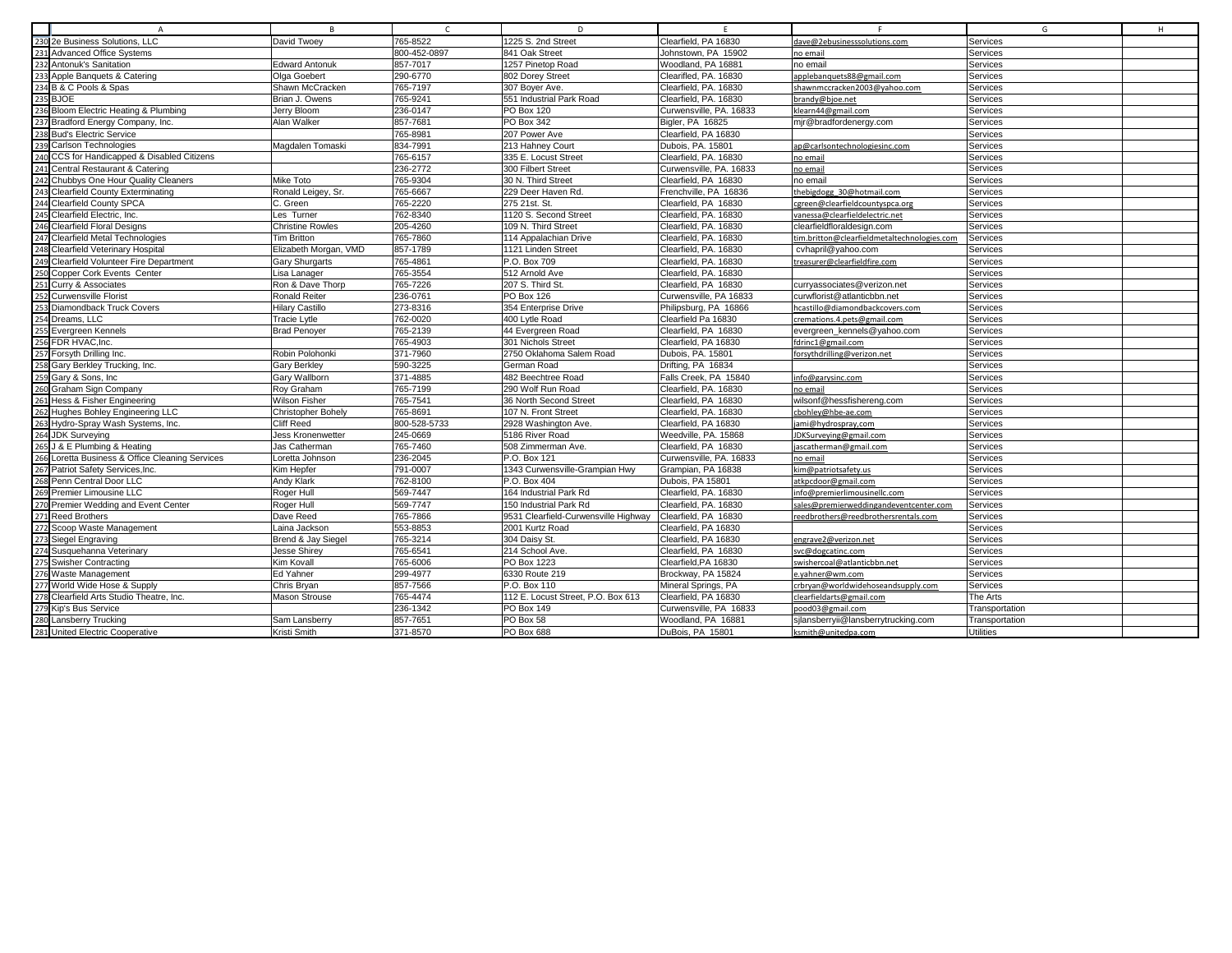| | A | B | C | D | E | F | G | H |
|---|---|---|---|---|---|---|---|---|
| 230 | 2e Business Solutions, LLC | David Twoey | 765-8522 | 1225 S. 2nd Street | Clearfield, PA 16830 | dave@2ebusinesssolutions.com | Services | |
| 231 | Advanced Office Systems | | 800-452-0897 | 841 Oak Street | Johnstown, PA 15902 | no email | Services | |
| 232 | Antonuk's Sanitation | Edward Antonuk | 857-7017 | 1257 Pinetop Road | Woodland, PA 16881 | no email | Services | |
| 233 | Apple Banquets & Catering | Olga Goebert | 290-6770 | 802 Dorey Street | Clearifled, PA. 16830 | applebanquets88@gmail.com | Services | |
| 234 | B & C Pools & Spas | Shawn McCracken | 765-7197 | 307 Boyer Ave. | Clearfield, PA. 16830 | shawnmccracken2003@yahoo.com | Services | |
| 235 | BJOE | Brian J. Owens | 765-9241 | 551 Industrial Park Road | Clearfield, PA. 16830 | brandy@bjoe.net | Services | |
| 236 | Bloom Electric Heating & Plumbing | Jerry Bloom | 236-0147 | PO Box 120 | Curwensville, PA. 16833 | klearn44@gmail.com | Services | |
| 237 | Bradford Energy Company, Inc. | Alan Walker | 857-7681 | PO Box 342 | Bigler, PA 16825 | mjr@bradfordenergy.com | Services | |
| 238 | Bud's Electric Service | | 765-8981 | 207 Power Ave | Clearfield, PA 16830 | | Services | |
| 239 | Carlson Technologies | Magdalen Tomaski | 834-7991 | 213 Hahney Court | Dubois, PA. 15801 | ap@carlsontechnologiesinc.com | Services | |
| 240 | CCS for Handicapped & Disabled Citizens | | 765-6157 | 335 E. Locust Street | Clearfield, PA. 16830 | no email | Services | |
| 241 | Central Restaurant & Catering | | 236-2772 | 300 Filbert Street | Curwensville, PA. 16833 | no email | Services | |
| 242 | Chubbys One Hour Quality Cleaners | Mike Toto | 765-9304 | 30 N. Third Street | Clearfield, PA 16830 | no email | Services | |
| 243 | Clearfield County Exterminating | Ronald Leigey, Sr. | 765-6667 | 229 Deer Haven Rd. | Frenchville, PA 16836 | thebigdogg_30@hotmail.com | Services | |
| 244 | Clearfield County SPCA | C. Green | 765-2220 | 275 21st. St. | Clearfield, PA 16830 | cgreen@clearfieldcountyspca.org | Services | |
| 245 | Clearfield Electric, Inc. | Les Turner | 762-8340 | 1120 S. Second Street | Clearfield, PA. 16830 | vanessa@clearfieldelectric.net | Services | |
| 246 | Clearfield Floral Designs | Christine Rowles | 205-4260 | 109 N. Third Street | Clearfield, PA. 16830 | clearfieldfloraldesign.com | Services | |
| 247 | Clearfield Metal Technologies | Tim Britton | 765-7860 | 114 Appalachian Drive | Clearfield, PA. 16830 | tim.britton@clearfieldmetaltechnologies.com | Services | |
| 248 | Clearfield Veterinary Hospital | Elizabeth Morgan, VMD | 857-1789 | 1121 Linden Street | Clearfield, PA. 16830 | cvhapril@yahoo.com | Services | |
| 249 | Clearfield Volunteer Fire Department | Gary Shurgarts | 765-4861 | P.O. Box 709 | Clearfield, PA. 16830 | treasurer@clearfieldfire.com | Services | |
| 250 | Copper Cork Events Center | Lisa Lanager | 765-3554 | 512 Arnold Ave | Clearfield, PA. 16830 | | Services | |
| 251 | Curry & Associates | Ron & Dave Thorp | 765-7226 | 207 S. Third St. | Clearfield, PA 16830 | curryassociates@verizon.net | Services | |
| 252 | Curwensville Florist | Ronald Reiter | 236-0761 | PO Box 126 | Curwensville, PA 16833 | curwflorist@atlanticbbn.net | Services | |
| 253 | Diamondback Truck Covers | Hilary Castillo | 273-8316 | 354 Enterprise Drive | Philipsburg, PA 16866 | hcastillo@diamondbackcovers.com | Services | |
| 254 | Dreams, LLC | Tracie Lytle | 762-0020 | 400 Lytle Road | Clearfield Pa 16830 | cremations.4.pets@gmail.com | Services | |
| 255 | Evergreen Kennels | Brad Penoyer | 765-2139 | 44 Evergreen Road | Clearfield, PA 16830 | evergreen_kennels@yahoo.com | Services | |
| 256 | FDR HVAC,Inc. | | 765-4903 | 301 Nichols Street | Clearfield, PA 16830 | fdrinc1@gmail.com | Services | |
| 257 | Forsyth Drilling Inc. | Robin Polohonki | 371-7960 | 2750 Oklahoma Salem Road | Dubois, PA. 15801 | forsythdrilling@verizon.net | Services | |
| 258 | Gary Berkley Trucking, Inc. | Gary Berkley | 590-3225 | German Road | Drifting, PA 16834 | | Services | |
| 259 | Gary & Sons, Inc | Gary Wallborn | 371-4885 | 482 Beechtree Road | Falls Creek, PA 15840 | info@garysinc.com | Services | |
| 260 | Graham Sign Company | Roy Graham | 765-7199 | 290 Wolf Run Road | Clearfield, PA. 16830 | no email | Services | |
| 261 | Hess & Fisher Engineering | Wilson Fisher | 765-7541 | 36 North Second Street | Clearfield, PA 16830 | wilsonf@hessfishereng.com | Services | |
| 262 | Hughes Bohley Engineering LLC | Christopher Bohely | 765-8691 | 107 N. Front Street | Clearfield, PA. 16830 | cbohley@hbe-ae.com | Services | |
| 263 | Hydro-Spray Wash Systems, Inc. | Cliff Reed | 800-528-5733 | 2928 Washington Ave. | Clearfield, PA 16830 | jami@hydrospray.com | Services | |
| 264 | JDK Surveying | Jess Kronenwetter | 245-0669 | 5186 River Road | Weedville, PA. 15868 | JDKSurveying@gmail.com | Services | |
| 265 | J & E Plumbing & Heating | Jas Catherman | 765-7460 | 508 Zimmerman Ave. | Clearfield, PA 16830 | jascatherman@gmail.com | Services | |
| 266 | Loretta Business & Office Cleaning Services | Loretta Johnson | 236-2045 | P.O. Box 121 | Curwensville, PA. 16833 | no email | Services | |
| 267 | Patriot Safety Services,Inc. | Kim Hepfer | 791-0007 | 1343 Curwensville-Grampian Hwy | Grampian, PA 16838 | kim@patriotsafety.us | Services | |
| 268 | Penn Central Door LLC | Andy Klark | 762-8100 | P.O. Box 404 | Dubois, PA 15801 | atkpcdoor@gmail.com | Services | |
| 269 | Premier Limousine LLC | Roger Hull | 569-7447 | 164 Industrial Park Rd | Clearfield, PA. 16830 | info@premierlimousinellc.com | Services | |
| 270 | Premier Wedding and Event Center | Roger Hull | 569-7747 | 150 Industrial Park Rd | Clearfield, PA. 16830 | sales@premierweddingandeventcenter.com | Services | |
| 271 | Reed Brothers | Dave Reed | 765-7866 | 9531 Clearfield-Curwensville Highway | Clearfield, PA 16830 | reedbrothers@reedbrothersrentals.com | Services | |
| 272 | Scoop Waste Management | Laina Jackson | 553-8853 | 2001 Kurtz Road | Clearfield, PA 16830 | | Services | |
| 273 | Siegel Engraving | Brend & Jay Siegel | 765-3214 | 304 Daisy St. | Clearfield, PA 16830 | engrave2@verizon.net | Services | |
| 274 | Susquehanna Veterinary | Jesse Shirey | 765-6541 | 214 School Ave. | Clearfield, PA 16830 | svc@dogcatinc.com | Services | |
| 275 | Swisher Contracting | Kim Kovall | 765-6006 | PO Box 1223 | Clearfield,PA 16830 | swishercoal@atlanticbbn.net | Services | |
| 276 | Waste Management | Ed Yahner | 299-4977 | 6330 Route 219 | Brockway, PA 15824 | e.yahner@wm.com | Services | |
| 277 | World Wide Hose & Supply | Chris Bryan | 857-7566 | P.O. Box 110 | Mineral Springs, PA | crbryan@worldwidehoseandsupply.com | Services | |
| 278 | Clearfield Arts Studio Theatre, Inc. | Mason Strouse | 765-4474 | 112 E. Locust Street, P.O. Box 613 | Clearfield, PA 16830 | clearfieldarts@gmail.com | The Arts | |
| 279 | Kip's Bus Service | | 236-1342 | PO Box 149 | Curwensville, PA 16833 | pood03@gmail.com | Transportation | |
| 280 | Lansberry Trucking | Sam Lansberry | 857-7651 | PO Box 58 | Woodland, PA 16881 | sjlansberryii@lansberrytrucking.com | Transportation | |
| 281 | United Electric Cooperative | Kristi Smith | 371-8570 | PO Box 688 | DuBois, PA 15801 | ksmith@unitedpa.com | Utilities | |